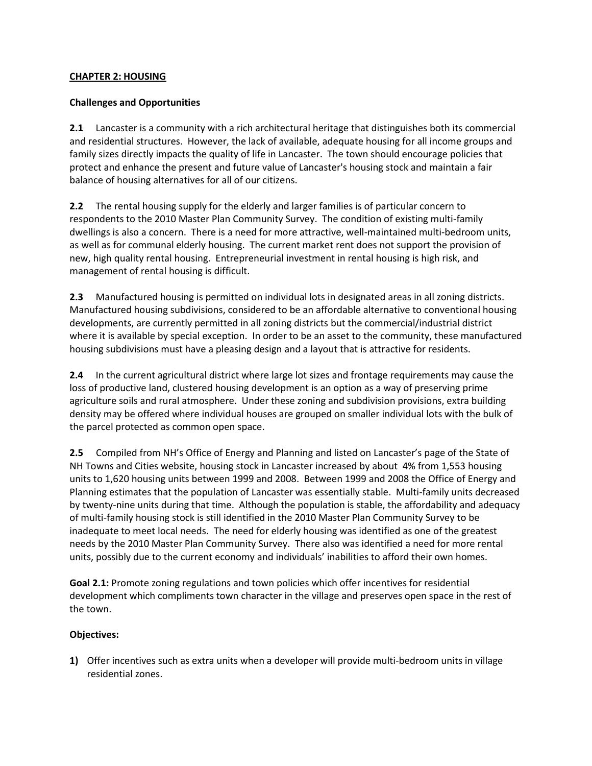# CHAPTER 2: HOUSING

## Challenges and Opportunities

**2.1** Lancaster is a community with a rich architectural heritage that distinguishes both its commercial and residential structures. However, the lack of available, adequate housing for all income groups and family sizes directly impacts the quality of life in Lancaster. The town should encourage policies that protect and enhance the present and future value of Lancaster's housing stock and maintain a fair balance of housing alternatives for all of our citizens.

**2.2** The rental housing supply for the elderly and larger families is of particular concern to respondents to the 2010 Master Plan Community Survey. The condition of existing multi-family dwellings is also a concern. There is a need for more attractive, well-maintained multi-bedroom units, as well as for communal elderly housing. The current market rent does not support the provision of new, high quality rental housing. Entrepreneurial investment in rental housing is high risk, and management of rental housing is difficult.

**2.3** Manufactured housing is permitted on individual lots in designated areas in all zoning districts. Manufactured housing subdivisions, considered to be an affordable alternative to conventional housing developments, are currently permitted in all zoning districts but the commercial/industrial district where it is available by special exception. In order to be an asset to the community, these manufactured housing subdivisions must have a pleasing design and a layout that is attractive for residents.

**2.4** In the current agricultural district where large lot sizes and frontage requirements may cause the loss of productive land, clustered housing development is an option as a way of preserving prime agriculture soils and rural atmosphere. Under these zoning and subdivision provisions, extra building density may be offered where individual houses are grouped on smaller individual lots with the bulk of the parcel protected as common open space.

**2.5** Compiled from NH's Office of Energy and Planning and listed on Lancaster's page of the State of NH Towns and Cities website, housing stock in Lancaster increased by about 4% from 1,553 housing units to 1,620 housing units between 1999 and 2008. Between 1999 and 2008 the Office of Energy and Planning estimates that the population of Lancaster was essentially stable. Multi-family units decreased by twenty-nine units during that time. Although the population is stable, the affordability and adequacy of multi-family housing stock is still identified in the 2010 Master Plan Community Survey to be inadequate to meet local needs. The need for elderly housing was identified as one of the greatest needs by the 2010 Master Plan Community Survey. There also was identified a need for more rental units, possibly due to the current economy and individuals' inabilities to afford their own homes.

**Goal 2.1:** Promote zoning regulations and town policies which offer incentives for residential development which compliments town character in the village and preserves open space in the rest of the town.

**Objectives:**

1) Offer incentives such as extra units when a developer will provide multi-bedroom units in village residential zones.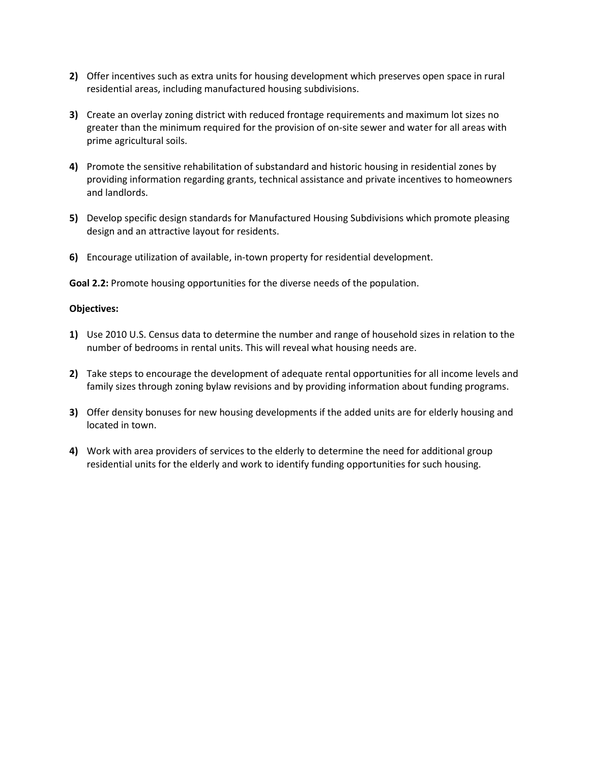2) Offer incentives such as extra units for housing development which preserves open space in rural residential areas, including manufactured housing subdivisions.

3) Create an overlay zoning district with reduced frontage requirements and maximum lot sizes no greater than the minimum required for the provision of on-site sewer and water for all areas with prime agricultural soils.

4) Promote the sensitive rehabilitation of substandard and historic housing in residential zones by providing information regarding grants, technical assistance and private incentives to homeowners and landlords.

5) Develop specific design standards for Manufactured Housing Subdivisions which promote pleasing design and an attractive layout for residents.

6) Encourage utilization of available, in-town property for residential development.

**Goal 2.2:** Promote housing opportunities for the diverse needs of the population.

**Objectives:**

1) Use 2010 U.S. Census data to determine the number and range of household sizes in relation to the number of bedrooms in rental units. This will reveal what housing needs are.

2) Take steps to encourage the development of adequate rental opportunities for all income levels and family sizes through zoning bylaw revisions and by providing information about funding programs.

3) Offer density bonuses for new housing developments if the added units are for elderly housing and located in town.

4) Work with area providers of services to the elderly to determine the need for additional group residential units for the elderly and work to identify funding opportunities for such housing.